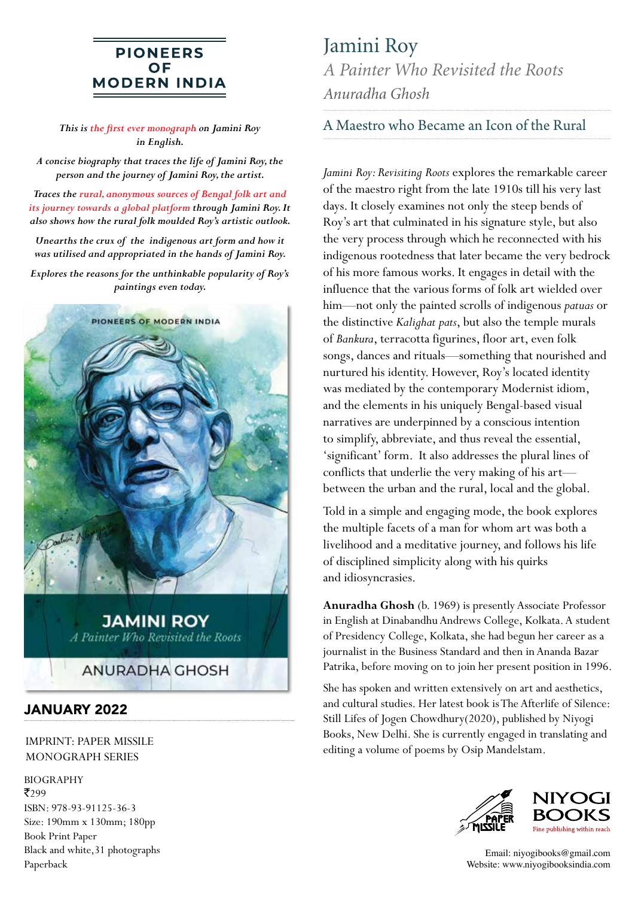# PIONEERS OF MODERN INDIA

*This is the first ever monograph on Jamini Roy in English.*

*A concise biography that traces the life of Jamini Roy, the person and the journey of Jamini Roy, the artist.*

*Traces the rural, anonymous sources of Bengal folk art and its journey towards a global platform through Jamini Roy. It also shows how the rural folk moulded Roy's artistic outlook.*

*Unearths the crux of the indigenous art form and how it was utilised and appropriated in the hands of Jamini Roy.*

*Explores the reasons for the unthinkable popularity of Roy's paintings even today.*

PIONEERS OF MODERN INDIA

JAMINI ROY

*A Painter Who Revisited the Roots*

ANURADHA GHOSH

**JANUARY 2022**

IMPRINT: PAPER MISSILE
MONOGRAPH SERIES

BIOGRAPHY
₹299
ISBN: 978-93-91125-36-3
Size: 190mm x 130mm; 180pp
Book Print Paper
Black and white, 31 photographs
Paperback

# Jamini Roy

## *A Painter Who Revisited the Roots*

*Anuradha Ghosh*

## A Maestro who Became an Icon of the Rural

*Jamini Roy: Revisiting Roots* explores the remarkable career of the maestro right from the late 1910s till his very last days. It closely examines not only the steep bends of Roy's art that culminated in his signature style, but also the very process through which he reconnected with his indigenous rootedness that later became the very bedrock of his more famous works. It engages in detail with the influence that the various forms of folk art wielded over him—not only the painted scrolls of indigenous *patuas* or the distinctive *Kalighat pats*, but also the temple murals of *Bankura*, terracotta figurines, floor art, even folk songs, dances and rituals—something that nourished and nurtured his identity. However, Roy's located identity was mediated by the contemporary Modernist idiom, and the elements in his uniquely Bengal-based visual narratives are underpinned by a conscious intention to simplify, abbreviate, and thus reveal the essential, 'significant' form. It also addresses the plural lines of conflicts that underlie the very making of his art—between the urban and the rural, local and the global.

Told in a simple and engaging mode, the book explores the multiple facets of a man for whom art was both a livelihood and a meditative journey, and follows his life of disciplined simplicity along with his quirks and idiosyncrasies.

**Anuradha Ghosh** (b. 1969) is presently Associate Professor in English at Dinabandhu Andrews College, Kolkata. A student of Presidency College, Kolkata, she had begun her career as a journalist in the Business Standard and then in Ananda Bazar Patrika, before moving on to join her present position in 1996.

She has spoken and written extensively on art and aesthetics, and cultural studies. Her latest book is The Afterlife of Silence: Still Lifes of Jogen Chowdhury(2020), published by Niyogi Books, New Delhi. She is currently engaged in translating and editing a volume of poems by Osip Mandelstam.

PAPER MISSILE

NIYOGI BOOKS
Fine publishing within reach

Email: niyogibooks@gmail.com
Website: www.niyogibooksindia.com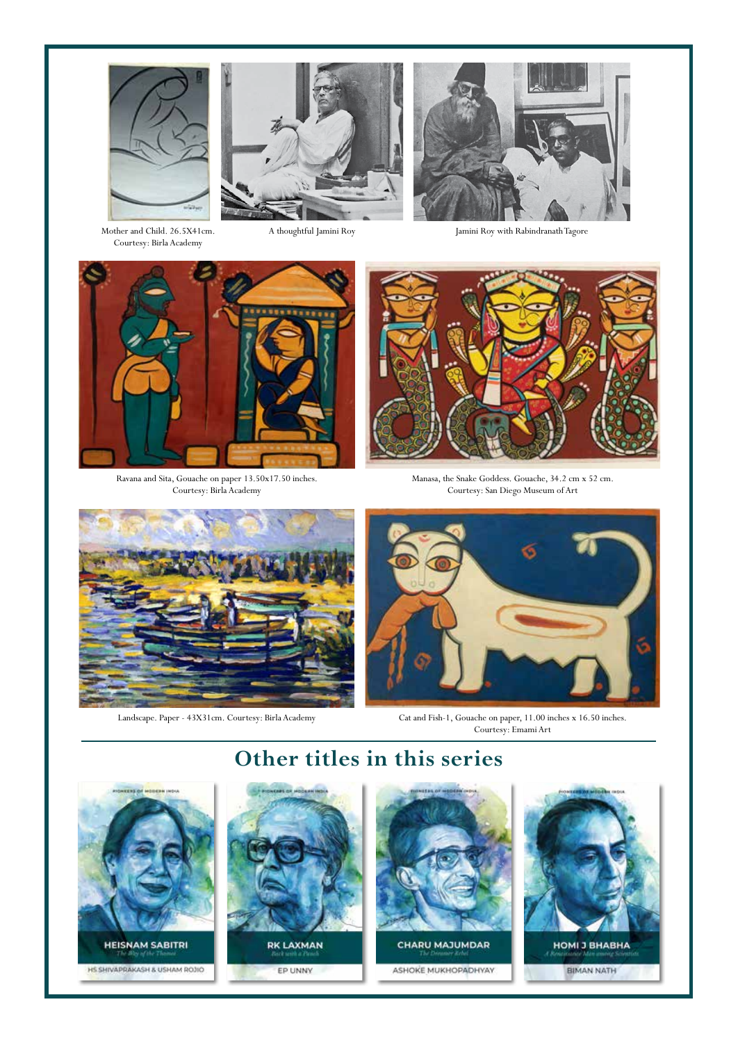Mother and Child. 26.5X41cm.
Courtesy: Birla Academy

A thoughtful Jamini Roy

Jamini Roy with Rabindranath Tagore

Ravana and Sita, Gouache on paper 13.50x17.50 inches.
Courtesy: Birla Academy

Manasa, the Snake Goddess. Gouache, 34.2 cm x 52 cm.
Courtesy: San Diego Museum of Art

Landscape. Paper - 43X31cm. Courtesy: Birla Academy

Cat and Fish-1, Gouache on paper, 11.00 inches x 16.50 inches.
Courtesy: Emami Art

## Other titles in this series

HEISNAM SABITRI
*The Way of the Thamoi*
HS SHIVAPRAKASH & USHAM ROJIO

RK LAXMAN
*Back with a Punch*
EP UNNY

CHARU MAJUMDAR
*The Dreamer Rebel*
ASHOKE MUKHOPADHYAY

HOMI J BHABHA
*A Renaissance Man among Scientists*
BIMAN NATH